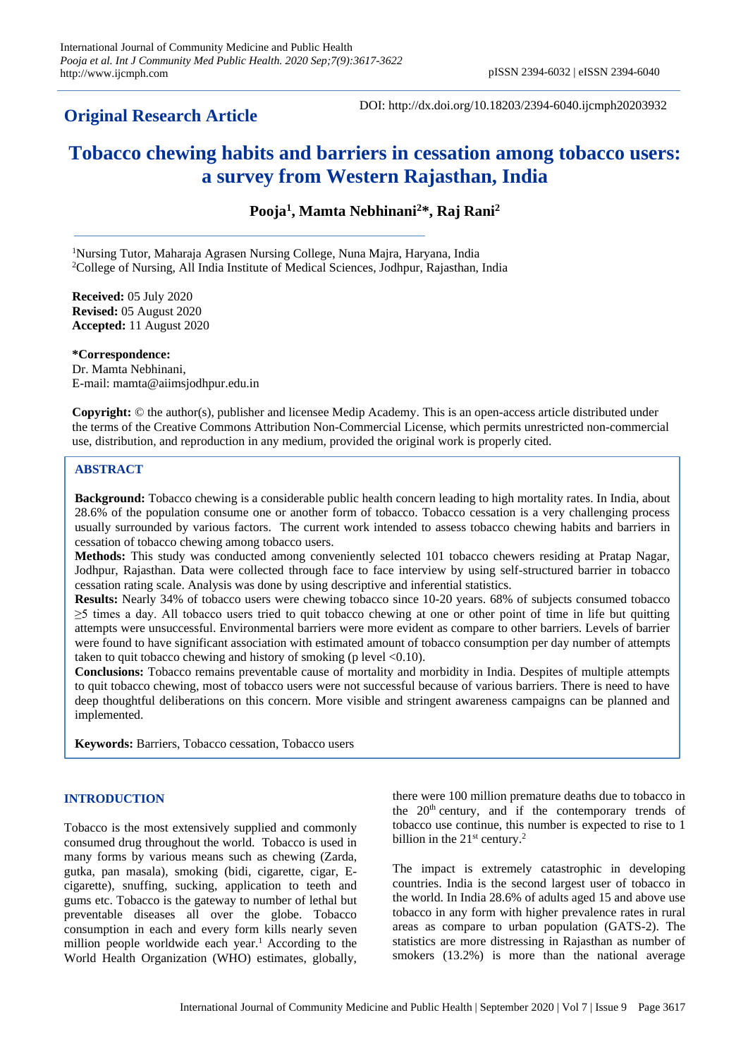International Journal of Community Medicine and Public Health
*Pooja et al. Int J Community Med Public Health. 2020 Sep;7(9):3617-3622*
http://www.ijcmph.com

pISSN 2394-6032 | eISSN 2394-6040

## Original Research Article

DOI: http://dx.doi.org/10.18203/2394-6040.ijcmph20203932

# Tobacco chewing habits and barriers in cessation among tobacco users: a survey from Western Rajasthan, India

**Pooja[1], Mamta Nebhinani[2]*, Raj Rani[2]**

[1]Nursing Tutor, Maharaja Agrasen Nursing College, Nuna Majra, Haryana, India
[2]College of Nursing, All India Institute of Medical Sciences, Jodhpur, Rajasthan, India

**Received:** 05 July 2020
**Revised:** 05 August 2020
**Accepted:** 11 August 2020

***Correspondence:**
Dr. Mamta Nebhinani,
E-mail: mamta@aiimsjodhpur.edu.in

**Copyright:** © the author(s), publisher and licensee Medip Academy. This is an open-access article distributed under the terms of the Creative Commons Attribution Non-Commercial License, which permits unrestricted non-commercial use, distribution, and reproduction in any medium, provided the original work is properly cited.

## ABSTRACT

**Background:** Tobacco chewing is a considerable public health concern leading to high mortality rates. In India, about 28.6% of the population consume one or another form of tobacco. Tobacco cessation is a very challenging process usually surrounded by various factors. The current work intended to assess tobacco chewing habits and barriers in cessation of tobacco chewing among tobacco users.

**Methods:** This study was conducted among conveniently selected 101 tobacco chewers residing at Pratap Nagar, Jodhpur, Rajasthan. Data were collected through face to face interview by using self-structured barrier in tobacco cessation rating scale. Analysis was done by using descriptive and inferential statistics.

**Results:** Nearly 34% of tobacco users were chewing tobacco since 10-20 years. 68% of subjects consumed tobacco ≥5 times a day. All tobacco users tried to quit tobacco chewing at one or other point of time in life but quitting attempts were unsuccessful. Environmental barriers were more evident as compare to other barriers. Levels of barrier were found to have significant association with estimated amount of tobacco consumption per day number of attempts taken to quit tobacco chewing and history of smoking (p level <0.10).

**Conclusions:** Tobacco remains preventable cause of mortality and morbidity in India. Despites of multiple attempts to quit tobacco chewing, most of tobacco users were not successful because of various barriers. There is need to have deep thoughtful deliberations on this concern. More visible and stringent awareness campaigns can be planned and implemented.

**Keywords:** Barriers, Tobacco cessation, Tobacco users

## INTRODUCTION

Tobacco is the most extensively supplied and commonly consumed drug throughout the world. Tobacco is used in many forms by various means such as chewing (Zarda, gutka, pan masala), smoking (bidi, cigarette, cigar, E-cigarette), snuffing, sucking, application to teeth and gums etc. Tobacco is the gateway to number of lethal but preventable diseases all over the globe. Tobacco consumption in each and every form kills nearly seven million people worldwide each year.[1] According to the World Health Organization (WHO) estimates, globally, there were 100 million premature deaths due to tobacco in the 20th century, and if the contemporary trends of tobacco use continue, this number is expected to rise to 1 billion in the 21st century.[2]

The impact is extremely catastrophic in developing countries. India is the second largest user of tobacco in the world. In India 28.6% of adults aged 15 and above use tobacco in any form with higher prevalence rates in rural areas as compare to urban population (GATS-2). The statistics are more distressing in Rajasthan as number of smokers (13.2%) is more than the national average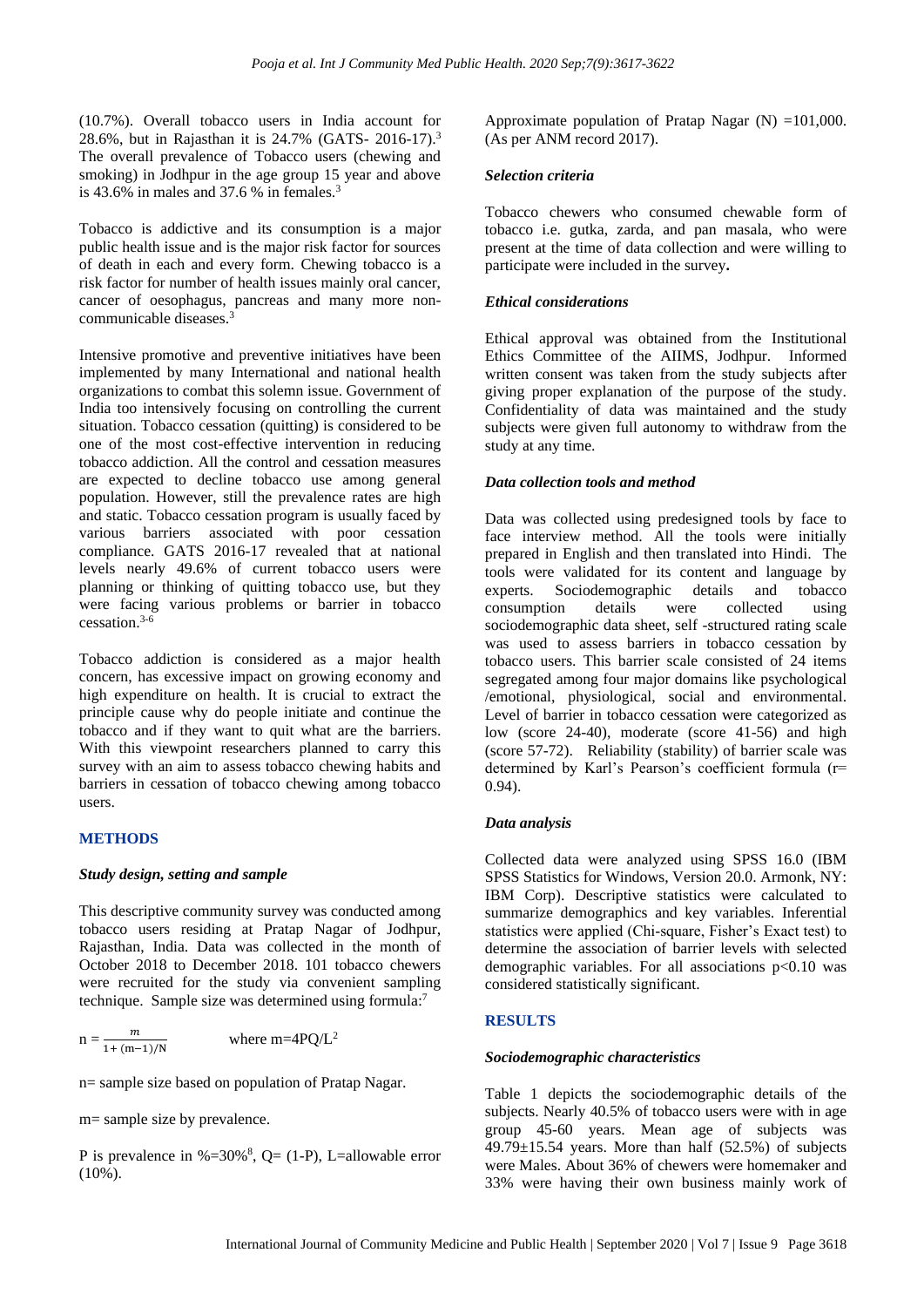(10.7%). Overall tobacco users in India account for 28.6%, but in Rajasthan it is 24.7% (GATS- 2016-17).[3] The overall prevalence of Tobacco users (chewing and smoking) in Jodhpur in the age group 15 year and above is 43.6% in males and 37.6 % in females.[3]

Tobacco is addictive and its consumption is a major public health issue and is the major risk factor for sources of death in each and every form. Chewing tobacco is a risk factor for number of health issues mainly oral cancer, cancer of oesophagus, pancreas and many more non-communicable diseases.[3]

Intensive promotive and preventive initiatives have been implemented by many International and national health organizations to combat this solemn issue. Government of India too intensively focusing on controlling the current situation. Tobacco cessation (quitting) is considered to be one of the most cost-effective intervention in reducing tobacco addiction. All the control and cessation measures are expected to decline tobacco use among general population. However, still the prevalence rates are high and static. Tobacco cessation program is usually faced by various barriers associated with poor cessation compliance. GATS 2016-17 revealed that at national levels nearly 49.6% of current tobacco users were planning or thinking of quitting tobacco use, but they were facing various problems or barrier in tobacco cessation.[3-6]

Tobacco addiction is considered as a major health concern, has excessive impact on growing economy and high expenditure on health. It is crucial to extract the principle cause why do people initiate and continue the tobacco and if they want to quit what are the barriers. With this viewpoint researchers planned to carry this survey with an aim to assess tobacco chewing habits and barriers in cessation of tobacco chewing among tobacco users.

## METHODS

### *Study design, setting and sample*

This descriptive community survey was conducted among tobacco users residing at Pratap Nagar of Jodhpur, Rajasthan, India. Data was collected in the month of October 2018 to December 2018. 101 tobacco chewers were recruited for the study via convenient sampling technique. Sample size was determined using formula:[7]

$$n = \frac{m}{1 + (m-1)/N} \qquad \text{where } m = 4PQ/L^2$$

n= sample size based on population of Pratap Nagar.

m= sample size by prevalence.

P is prevalence in %=30%[8], Q= (1-P), L=allowable error (10%).

Approximate population of Pratap Nagar (N) =101,000. (As per ANM record 2017).

### *Selection criteria*

Tobacco chewers who consumed chewable form of tobacco i.e. gutka, zarda, and pan masala, who were present at the time of data collection and were willing to participate were included in the survey**.**

### *Ethical considerations*

Ethical approval was obtained from the Institutional Ethics Committee of the AIIMS, Jodhpur. Informed written consent was taken from the study subjects after giving proper explanation of the purpose of the study. Confidentiality of data was maintained and the study subjects were given full autonomy to withdraw from the study at any time.

### *Data collection tools and method*

Data was collected using predesigned tools by face to face interview method. All the tools were initially prepared in English and then translated into Hindi. The tools were validated for its content and language by experts. Sociodemographic details and tobacco consumption details were collected using sociodemographic data sheet, self -structured rating scale was used to assess barriers in tobacco cessation by tobacco users. This barrier scale consisted of 24 items segregated among four major domains like psychological /emotional, physiological, social and environmental. Level of barrier in tobacco cessation were categorized as low (score 24-40), moderate (score 41-56) and high (score 57-72). Reliability (stability) of barrier scale was determined by Karl's Pearson's coefficient formula (r= 0.94).

### *Data analysis*

Collected data were analyzed using SPSS 16.0 (IBM SPSS Statistics for Windows, Version 20.0. Armonk, NY: IBM Corp). Descriptive statistics were calculated to summarize demographics and key variables. Inferential statistics were applied (Chi-square, Fisher's Exact test) to determine the association of barrier levels with selected demographic variables. For all associations $p<0.10$ was considered statistically significant.

## RESULTS

### *Sociodemographic characteristics*

Table 1 depicts the sociodemographic details of the subjects. Nearly 40.5% of tobacco users were with in age group 45-60 years. Mean age of subjects was 49.79±15.54 years. More than half (52.5%) of subjects were Males. About 36% of chewers were homemaker and 33% were having their own business mainly work of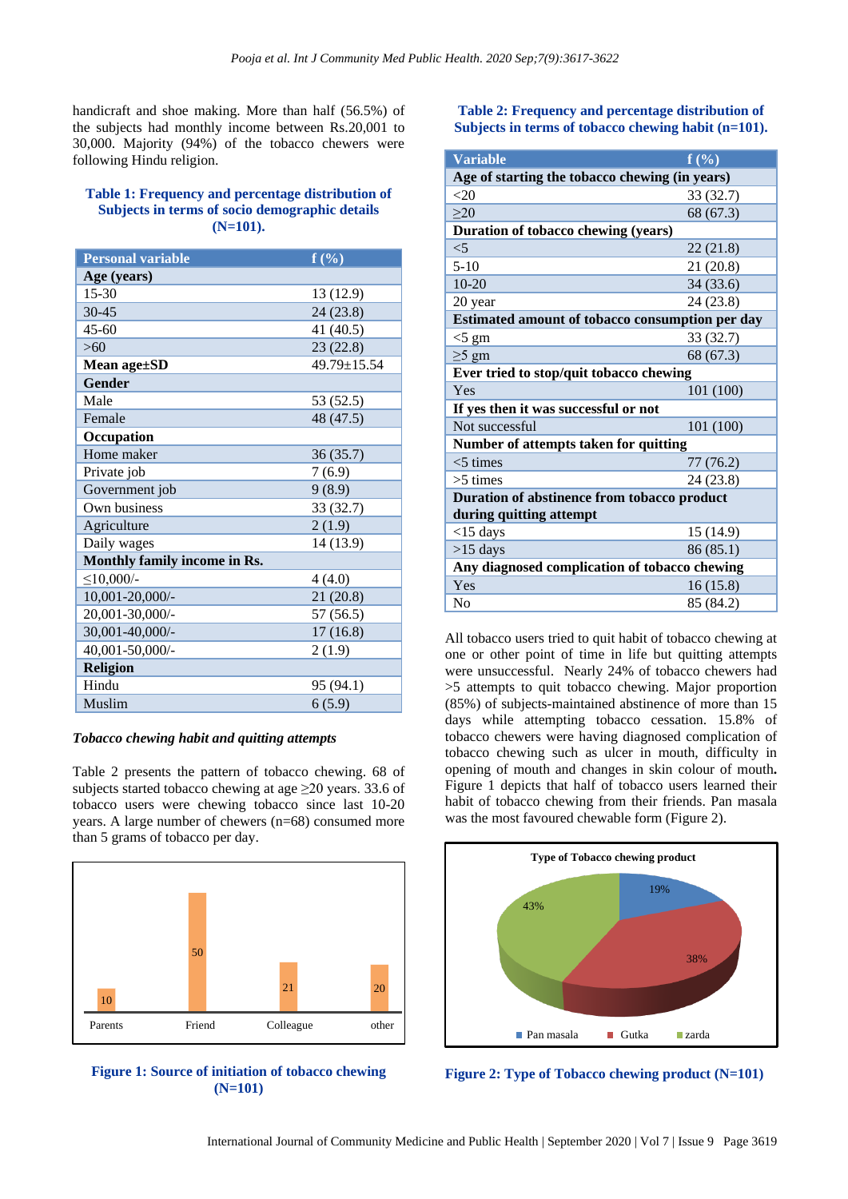handicraft and shoe making. More than half (56.5%) of the subjects had monthly income between Rs.20,001 to 30,000. Majority (94%) of the tobacco chewers were following Hindu religion.

**Table 1: Frequency and percentage distribution of Subjects in terms of socio demographic details (N=101).**

| Personal variable | f (%) |
|---|---|
| **Age (years)** | |
| 15-30 | 13 (12.9) |
| 30-45 | 24 (23.8) |
| 45-60 | 41 (40.5) |
| >60 | 23 (22.8) |
| **Mean age±SD** | 49.79±15.54 |
| **Gender** | |
| Male | 53 (52.5) |
| Female | 48 (47.5) |
| **Occupation** | |
| Home maker | 36 (35.7) |
| Private job | 7 (6.9) |
| Government job | 9 (8.9) |
| Own business | 33 (32.7) |
| Agriculture | 2 (1.9) |
| Daily wages | 14 (13.9) |
| **Monthly family income in Rs.** | |
| ≤10,000/- | 4 (4.0) |
| 10,001-20,000/- | 21 (20.8) |
| 20,001-30,000/- | 57 (56.5) |
| 30,001-40,000/- | 17 (16.8) |
| 40,001-50,000/- | 2 (1.9) |
| **Religion** | |
| Hindu | 95 (94.1) |
| Muslim | 6 (5.9) |

***Tobacco chewing habit and quitting attempts***

Table 2 presents the pattern of tobacco chewing. 68 of subjects started tobacco chewing at age ≥20 years. 33.6 of tobacco users were chewing tobacco since last 10-20 years. A large number of chewers (n=68) consumed more than 5 grams of tobacco per day.

| Source | Value |
|---|---|
| Parents | 10 |
| Friend | 50 |
| Colleague | 21 |
| other | 20 |

**Figure 1: Source of initiation of tobacco chewing (N=101)**

**Table 2: Frequency and percentage distribution of Subjects in terms of tobacco chewing habit (n=101).**

| Variable | f (%) |
|---|---|
| **Age of starting the tobacco chewing (in years)** | |
| <20 | 33 (32.7) |
| ≥20 | 68 (67.3) |
| **Duration of tobacco chewing (years)** | |
| <5 | 22 (21.8) |
| 5-10 | 21 (20.8) |
| 10-20 | 34 (33.6) |
| 20 year | 24 (23.8) |
| **Estimated amount of tobacco consumption per day** | |
| <5 gm | 33 (32.7) |
| ≥5 gm | 68 (67.3) |
| **Ever tried to stop/quit tobacco chewing** | |
| Yes | 101 (100) |
| **If yes then it was successful or not** | |
| Not successful | 101 (100) |
| **Number of attempts taken for quitting** | |
| <5 times | 77 (76.2) |
| >5 times | 24 (23.8) |
| **Duration of abstinence from tobacco product during quitting attempt** | |
| <15 days | 15 (14.9) |
| >15 days | 86 (85.1) |
| **Any diagnosed complication of tobacco chewing** | |
| Yes | 16 (15.8) |
| No | 85 (84.2) |

All tobacco users tried to quit habit of tobacco chewing at one or other point of time in life but quitting attempts were unsuccessful. Nearly 24% of tobacco chewers had >5 attempts to quit tobacco chewing. Major proportion (85%) of subjects-maintained abstinence of more than 15 days while attempting tobacco cessation. 15.8% of tobacco chewers were having diagnosed complication of tobacco chewing such as ulcer in mouth, difficulty in opening of mouth and changes in skin colour of mouth. Figure 1 depicts that half of tobacco users learned their habit of tobacco chewing from their friends. Pan masala was the most favoured chewable form (Figure 2).

Type of Tobacco chewing product

| Product | % |
|---|---|
| Pan masala | 19% |
| Gutka | 38% |
| zarda | 43% |

**Figure 2: Type of Tobacco chewing product (N=101)**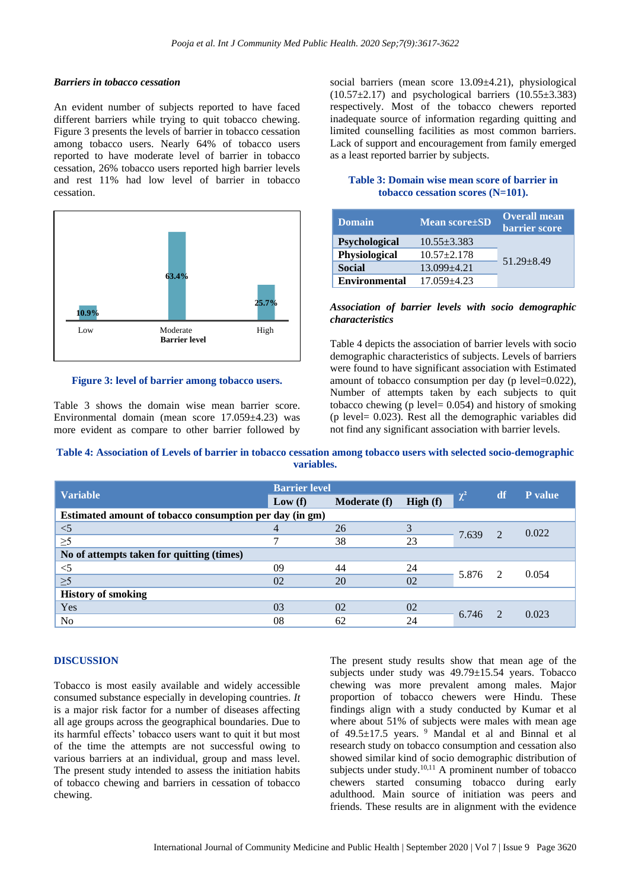### Barriers in tobacco cessation

An evident number of subjects reported to have faced different barriers while trying to quit tobacco chewing. Figure 3 presents the levels of barrier in tobacco cessation among tobacco users. Nearly 64% of tobacco users reported to have moderate level of barrier in tobacco cessation, 26% tobacco users reported high barrier levels and rest 11% had low level of barrier in tobacco cessation.

**Figure 3: level of barrier among tobacco users.**

Table 3 shows the domain wise mean barrier score. Environmental domain (mean score 17.059±4.23) was more evident as compare to other barrier followed by social barriers (mean score 13.09±4.21), physiological (10.57±2.17) and psychological barriers (10.55±3.383) respectively. Most of the tobacco chewers reported inadequate source of information regarding quitting and limited counselling facilities as most common barriers. Lack of support and encouragement from family emerged as a least reported barrier by subjects.

**Table 3: Domain wise mean score of barrier in tobacco cessation scores (N=101).**

| Domain | Mean score±SD | Overall mean barrier score |
|---|---|---|
| Psychological | 10.55±3.383 | 51.29±8.49 |
| Physiological | 10.57±2.178 | |
| Social | 13.099±4.21 | |
| Environmental | 17.059±4.23 | |

### *Association of barrier levels with socio demographic characteristics*

Table 4 depicts the association of barrier levels with socio demographic characteristics of subjects. Levels of barriers were found to have significant association with Estimated amount of tobacco consumption per day (p level=0.022), Number of attempts taken by each subjects to quit tobacco chewing (p level= 0.054) and history of smoking (p level= 0.023). Rest all the demographic variables did not find any significant association with barrier levels.

**Table 4: Association of Levels of barrier in tobacco cessation among tobacco users with selected socio-demographic variables.**

| Variable | Barrier level | | | $\chi^2$ | df | P value |
|---|---|---|---|---|---|---|
| | Low (f) | Moderate (f) | High (f) | | | |
| **Estimated amount of tobacco consumption per day (in gm)** | | | | | | |
| <5 | 4 | 26 | 3 | 7.639 | 2 | 0.022 |
| ≥5 | 7 | 38 | 23 | | | |
| **No of attempts taken for quitting (times)** | | | | | | |
| <5 | 09 | 44 | 24 | 5.876 | 2 | 0.054 |
| ≥5 | 02 | 20 | 02 | | | |
| **History of smoking** | | | | | | |
| Yes | 03 | 02 | 02 | 6.746 | 2 | 0.023 |
| No | 08 | 62 | 24 | | | |

## DISCUSSION

Tobacco is most easily available and widely accessible consumed substance especially in developing countries. *It* is a major risk factor for a number of diseases affecting all age groups across the geographical boundaries. Due to its harmful effects' tobacco users want to quit it but most of the time the attempts are not successful owing to various barriers at an individual, group and mass level. The present study intended to assess the initiation habits of tobacco chewing and barriers in cessation of tobacco chewing.

The present study results show that mean age of the subjects under study was 49.79±15.54 years. Tobacco chewing was more prevalent among males. Major proportion of tobacco chewers were Hindu. These findings align with a study conducted by Kumar et al where about 51% of subjects were males with mean age of 49.5±17.5 years.[9] Mandal et al and Binnal et al research study on tobacco consumption and cessation also showed similar kind of socio demographic distribution of subjects under study.[10,11] A prominent number of tobacco chewers started consuming tobacco during early adulthood. Main source of initiation was peers and friends. These results are in alignment with the evidence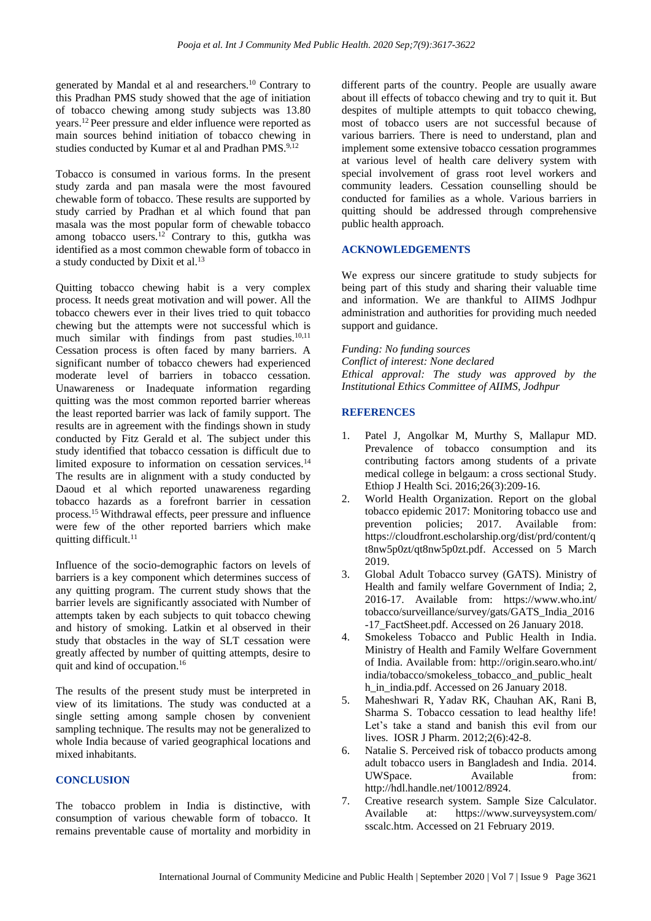generated by Mandal et al and researchers.[10] Contrary to this Pradhan PMS study showed that the age of initiation of tobacco chewing among study subjects was 13.80 years.[12] Peer pressure and elder influence were reported as main sources behind initiation of tobacco chewing in studies conducted by Kumar et al and Pradhan PMS.[9,12]

Tobacco is consumed in various forms. In the present study zarda and pan masala were the most favoured chewable form of tobacco. These results are supported by study carried by Pradhan et al which found that pan masala was the most popular form of chewable tobacco among tobacco users.[12] Contrary to this, gutkha was identified as a most common chewable form of tobacco in a study conducted by Dixit et al.[13]

Quitting tobacco chewing habit is a very complex process. It needs great motivation and will power. All the tobacco chewers ever in their lives tried to quit tobacco chewing but the attempts were not successful which is much similar with findings from past studies.[10,11] Cessation process is often faced by many barriers. A significant number of tobacco chewers had experienced moderate level of barriers in tobacco cessation. Unawareness or Inadequate information regarding quitting was the most common reported barrier whereas the least reported barrier was lack of family support. The results are in agreement with the findings shown in study conducted by Fitz Gerald et al. The subject under this study identified that tobacco cessation is difficult due to limited exposure to information on cessation services.[14] The results are in alignment with a study conducted by Daoud et al which reported unawareness regarding tobacco hazards as a forefront barrier in cessation process.[15] Withdrawal effects, peer pressure and influence were few of the other reported barriers which make quitting difficult.[11]

Influence of the socio-demographic factors on levels of barriers is a key component which determines success of any quitting program. The current study shows that the barrier levels are significantly associated with Number of attempts taken by each subjects to quit tobacco chewing and history of smoking. Latkin et al observed in their study that obstacles in the way of SLT cessation were greatly affected by number of quitting attempts, desire to quit and kind of occupation.[16]

The results of the present study must be interpreted in view of its limitations. The study was conducted at a single setting among sample chosen by convenient sampling technique. The results may not be generalized to whole India because of varied geographical locations and mixed inhabitants.

## CONCLUSION

The tobacco problem in India is distinctive, with consumption of various chewable form of tobacco. It remains preventable cause of mortality and morbidity in different parts of the country. People are usually aware about ill effects of tobacco chewing and try to quit it. But despites of multiple attempts to quit tobacco chewing, most of tobacco users are not successful because of various barriers. There is need to understand, plan and implement some extensive tobacco cessation programmes at various level of health care delivery system with special involvement of grass root level workers and community leaders. Cessation counselling should be conducted for families as a whole. Various barriers in quitting should be addressed through comprehensive public health approach.

## ACKNOWLEDGEMENTS

We express our sincere gratitude to study subjects for being part of this study and sharing their valuable time and information. We are thankful to AIIMS Jodhpur administration and authorities for providing much needed support and guidance.

*Funding: No funding sources*
*Conflict of interest: None declared*
*Ethical approval: The study was approved by the Institutional Ethics Committee of AIIMS, Jodhpur*

## REFERENCES

1. Patel J, Angolkar M, Murthy S, Mallapur MD. Prevalence of tobacco consumption and its contributing factors among students of a private medical college in belgaum: a cross sectional Study. Ethiop J Health Sci. 2016;26(3):209-16.
2. World Health Organization. Report on the global tobacco epidemic 2017: Monitoring tobacco use and prevention policies; 2017. Available from: https://cloudfront.escholarship.org/dist/prd/content/qt8nw5p0zt/qt8nw5p0zt.pdf. Accessed on 5 March 2019.
3. Global Adult Tobacco survey (GATS). Ministry of Health and family welfare Government of India; 2, 2016-17. Available from: https://www.who.int/tobacco/surveillance/survey/gats/GATS_India_2016-17_FactSheet.pdf. Accessed on 26 January 2018.
4. Smokeless Tobacco and Public Health in India. Ministry of Health and Family Welfare Government of India. Available from: http://origin.searo.who.int/india/tobacco/smokeless_tobacco_and_public_health_in_india.pdf. Accessed on 26 January 2018.
5. Maheshwari R, Yadav RK, Chauhan AK, Rani B, Sharma S. Tobacco cessation to lead healthy life! Let's take a stand and banish this evil from our lives. IOSR J Pharm. 2012;2(6):42-8.
6. Natalie S. Perceived risk of tobacco products among adult tobacco users in Bangladesh and India. 2014. UWSpace. Available from: http://hdl.handle.net/10012/8924.
7. Creative research system. Sample Size Calculator. Available at: https://www.surveysystem.com/sscalc.htm. Accessed on 21 February 2019.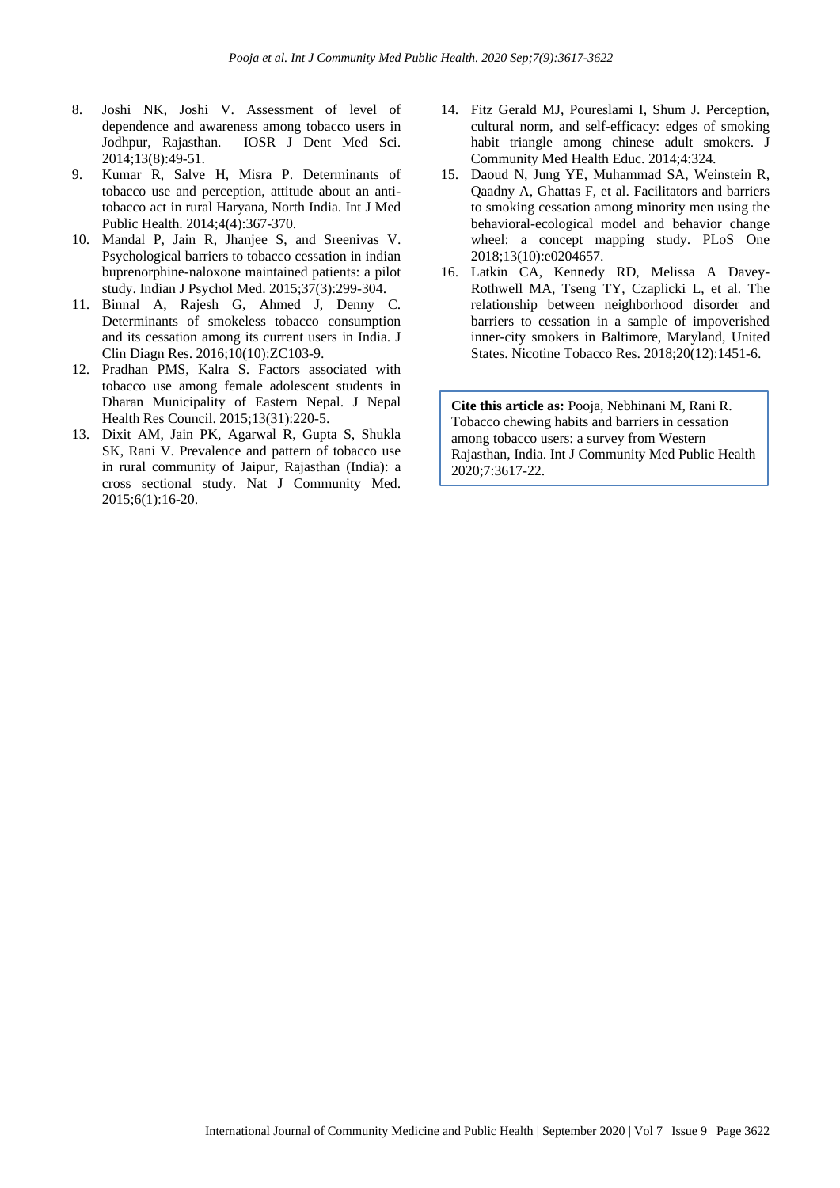8. Joshi NK, Joshi V. Assessment of level of dependence and awareness among tobacco users in Jodhpur, Rajasthan. IOSR J Dent Med Sci. 2014;13(8):49-51.
9. Kumar R, Salve H, Misra P. Determinants of tobacco use and perception, attitude about an anti-tobacco act in rural Haryana, North India. Int J Med Public Health. 2014;4(4):367-370.
10. Mandal P, Jain R, Jhanjee S, and Sreenivas V. Psychological barriers to tobacco cessation in indian buprenorphine-naloxone maintained patients: a pilot study. Indian J Psychol Med. 2015;37(3):299-304.
11. Binnal A, Rajesh G, Ahmed J, Denny C. Determinants of smokeless tobacco consumption and its cessation among its current users in India. J Clin Diagn Res. 2016;10(10):ZC103-9.
12. Pradhan PMS, Kalra S. Factors associated with tobacco use among female adolescent students in Dharan Municipality of Eastern Nepal. J Nepal Health Res Council. 2015;13(31):220-5.
13. Dixit AM, Jain PK, Agarwal R, Gupta S, Shukla SK, Rani V. Prevalence and pattern of tobacco use in rural community of Jaipur, Rajasthan (India): a cross sectional study. Nat J Community Med. 2015;6(1):16-20.
14. Fitz Gerald MJ, Poureslami I, Shum J. Perception, cultural norm, and self-efficacy: edges of smoking habit triangle among chinese adult smokers. J Community Med Health Educ. 2014;4:324.
15. Daoud N, Jung YE, Muhammad SA, Weinstein R, Qaadny A, Ghattas F, et al. Facilitators and barriers to smoking cessation among minority men using the behavioral-ecological model and behavior change wheel: a concept mapping study. PLoS One 2018;13(10):e0204657.
16. Latkin CA, Kennedy RD, Melissa A Davey-Rothwell MA, Tseng TY, Czaplicki L, et al. The relationship between neighborhood disorder and barriers to cessation in a sample of impoverished inner-city smokers in Baltimore, Maryland, United States. Nicotine Tobacco Res. 2018;20(12):1451-6.

**Cite this article as:** Pooja, Nebhinani M, Rani R. Tobacco chewing habits and barriers in cessation among tobacco users: a survey from Western Rajasthan, India. Int J Community Med Public Health 2020;7:3617-22.